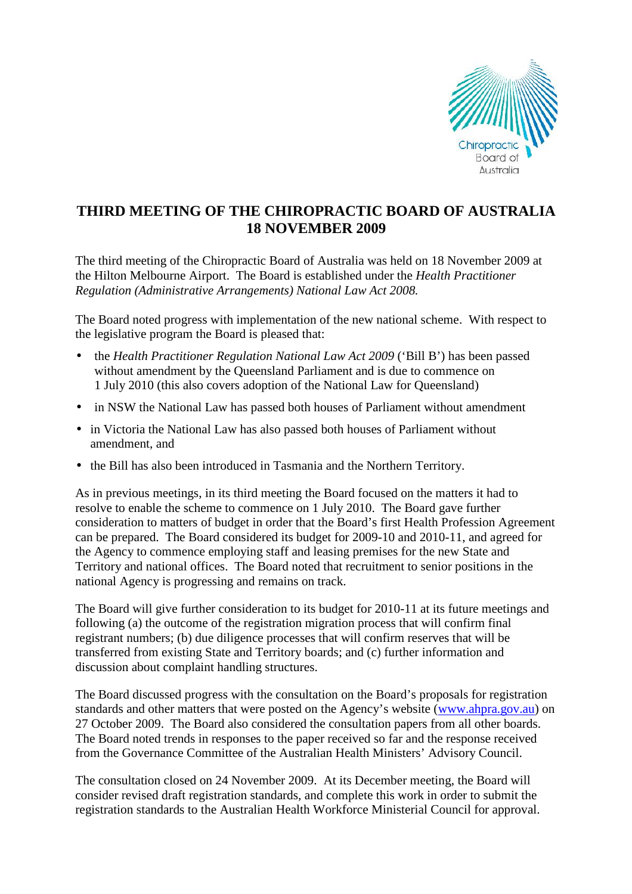# THIRD MEETING OF THE CHIROPRACTIC BOARD OF AUSTRALIA 18 NOVEMBER 2009

The third meeting of the Chiropractic Board of Australia was held on 18 November 2009 at the Hilton Melbourne Airport. The Board is established under the *Health Practitioner Regulation (Administrative Arrangements) National Law Act 2008.*

The Board noted progress with implementation of the new national scheme. With respect to the legislative program the Board is pleased that:

- the *Health Practitioner Regulation National Law Act 2009* ('Bill B') has been passed without amendment by the Queensland Parliament and is due to commence on 1 July 2010 (this also covers adoption of the National Law for Queensland)
- in NSW the National Law has passed both houses of Parliament without amendment
- in Victoria the National Law has also passed both houses of Parliament without amendment, and
- the Bill has also been introduced in Tasmania and the Northern Territory.

As in previous meetings, in its third meeting the Board focused on the matters it had to resolve to enable the scheme to commence on 1 July 2010. The Board gave further consideration to matters of budget in order that the Board's first Health Profession Agreement can be prepared. The Board considered its budget for 2009-10 and 2010-11, and agreed for the Agency to commence employing staff and leasing premises for the new State and Territory and national offices. The Board noted that recruitment to senior positions in the national Agency is progressing and remains on track.

The Board will give further consideration to its budget for 2010-11 at its future meetings and following (a) the outcome of the registration migration process that will confirm final registrant numbers; (b) due diligence processes that will confirm reserves that will be transferred from existing State and Territory boards; and (c) further information and discussion about complaint handling structures.

The Board discussed progress with the consultation on the Board's proposals for registration standards and other matters that were posted on the Agency's website (www.ahpra.gov.au) on 27 October 2009. The Board also considered the consultation papers from all other boards. The Board noted trends in responses to the paper received so far and the response received from the Governance Committee of the Australian Health Ministers' Advisory Council.

The consultation closed on 24 November 2009. At its December meeting, the Board will consider revised draft registration standards, and complete this work in order to submit the registration standards to the Australian Health Workforce Ministerial Council for approval.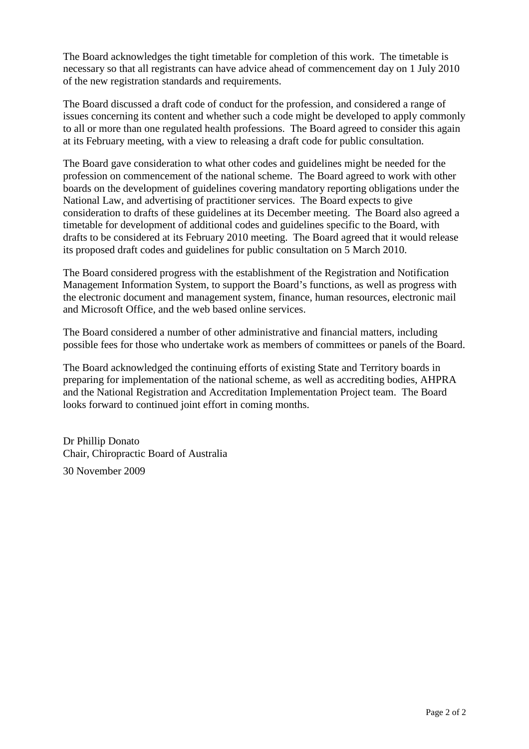The Board acknowledges the tight timetable for completion of this work. The timetable is necessary so that all registrants can have advice ahead of commencement day on 1 July 2010 of the new registration standards and requirements.

The Board discussed a draft code of conduct for the profession, and considered a range of issues concerning its content and whether such a code might be developed to apply commonly to all or more than one regulated health professions. The Board agreed to consider this again at its February meeting, with a view to releasing a draft code for public consultation.

The Board gave consideration to what other codes and guidelines might be needed for the profession on commencement of the national scheme. The Board agreed to work with other boards on the development of guidelines covering mandatory reporting obligations under the National Law, and advertising of practitioner services. The Board expects to give consideration to drafts of these guidelines at its December meeting. The Board also agreed a timetable for development of additional codes and guidelines specific to the Board, with drafts to be considered at its February 2010 meeting. The Board agreed that it would release its proposed draft codes and guidelines for public consultation on 5 March 2010.

The Board considered progress with the establishment of the Registration and Notification Management Information System, to support the Board's functions, as well as progress with the electronic document and management system, finance, human resources, electronic mail and Microsoft Office, and the web based online services.

The Board considered a number of other administrative and financial matters, including possible fees for those who undertake work as members of committees or panels of the Board.

The Board acknowledged the continuing efforts of existing State and Territory boards in preparing for implementation of the national scheme, as well as accrediting bodies, AHPRA and the National Registration and Accreditation Implementation Project team. The Board looks forward to continued joint effort in coming months.

Dr Phillip Donato
Chair, Chiropractic Board of Australia

30 November 2009